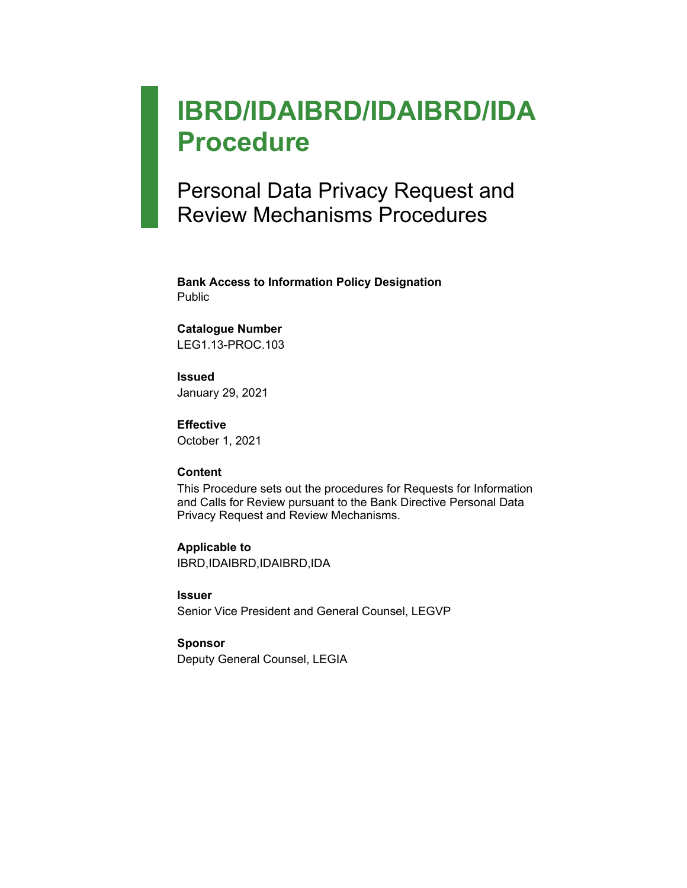# IBRD/IDAIBRD/IDAIBRD/IDA Procedure

## Personal Data Privacy Request and Review Mechanisms Procedures

**Bank Access to Information Policy Designation**
Public

**Catalogue Number**
LEG1.13-PROC.103

**Issued**
January 29, 2021

**Effective**
October 1, 2021

**Content**
This Procedure sets out the procedures for Requests for Information and Calls for Review pursuant to the Bank Directive Personal Data Privacy Request and Review Mechanisms.

**Applicable to**
IBRD,IDAIBRD,IDAIBRD,IDA

**Issuer**
Senior Vice President and General Counsel, LEGVP

**Sponsor**
Deputy General Counsel, LEGIA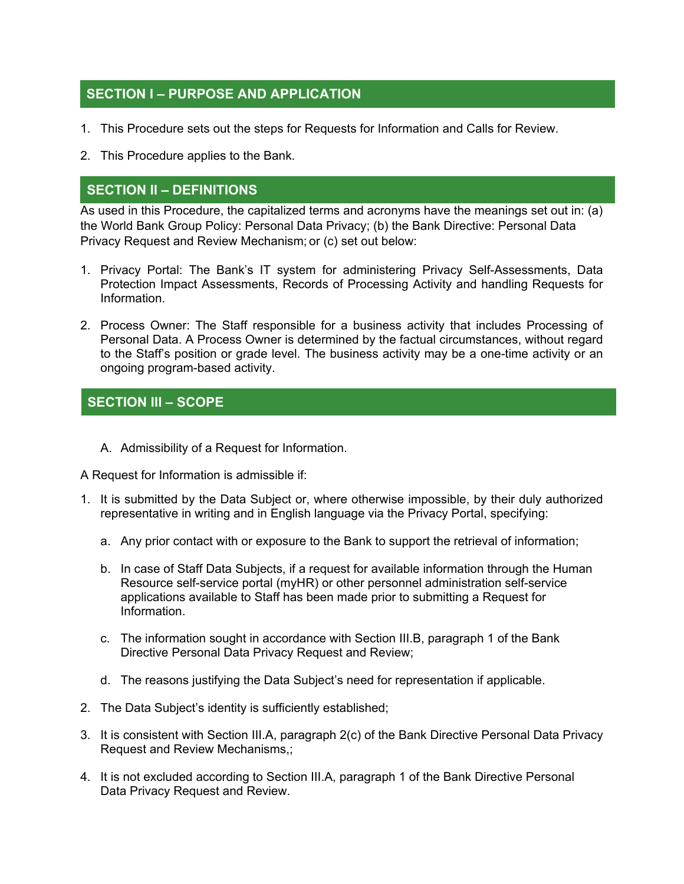## SECTION I – PURPOSE AND APPLICATION

1. This Procedure sets out the steps for Requests for Information and Calls for Review.

2. This Procedure applies to the Bank.

## SECTION II – DEFINITIONS

As used in this Procedure, the capitalized terms and acronyms have the meanings set out in: (a) the World Bank Group Policy: Personal Data Privacy; (b) the Bank Directive: Personal Data Privacy Request and Review Mechanism; or (c) set out below:

1. Privacy Portal: The Bank's IT system for administering Privacy Self-Assessments, Data Protection Impact Assessments, Records of Processing Activity and handling Requests for Information.

2. Process Owner: The Staff responsible for a business activity that includes Processing of Personal Data. A Process Owner is determined by the factual circumstances, without regard to the Staff's position or grade level. The business activity may be a one-time activity or an ongoing program-based activity.

## SECTION III – SCOPE

A. Admissibility of a Request for Information.

A Request for Information is admissible if:

1. It is submitted by the Data Subject or, where otherwise impossible, by their duly authorized representative in writing and in English language via the Privacy Portal, specifying:

   a. Any prior contact with or exposure to the Bank to support the retrieval of information;

   b. In case of Staff Data Subjects, if a request for available information through the Human Resource self-service portal (myHR) or other personnel administration self-service applications available to Staff has been made prior to submitting a Request for Information.

   c. The information sought in accordance with Section III.B, paragraph 1 of the Bank Directive Personal Data Privacy Request and Review;

   d. The reasons justifying the Data Subject's need for representation if applicable.

2. The Data Subject's identity is sufficiently established;

3. It is consistent with Section III.A, paragraph 2(c) of the Bank Directive Personal Data Privacy Request and Review Mechanisms,;

4. It is not excluded according to Section III.A, paragraph 1 of the Bank Directive Personal Data Privacy Request and Review.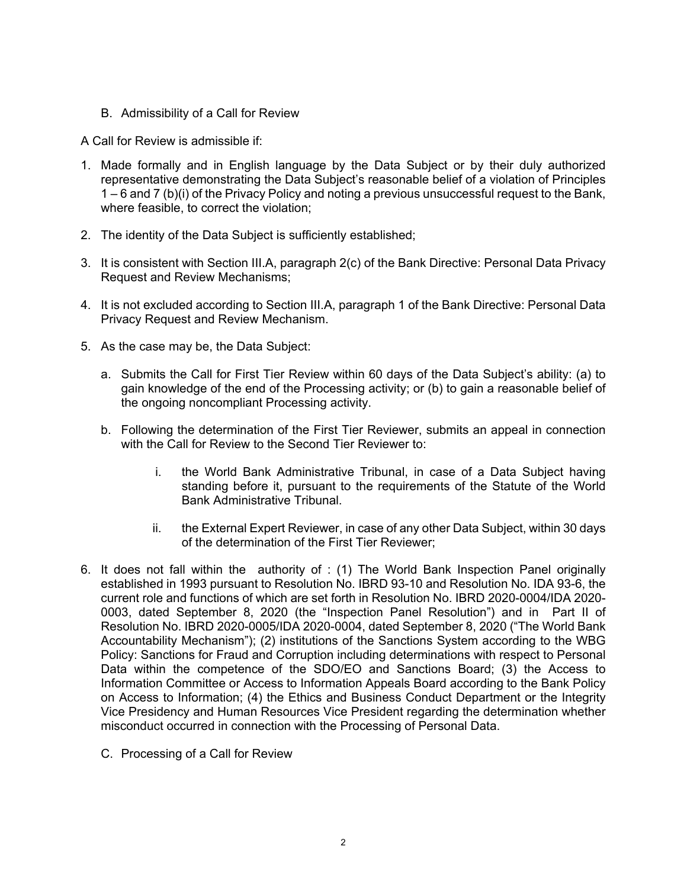## B. Admissibility of a Call for Review

A Call for Review is admissible if:

1. Made formally and in English language by the Data Subject or by their duly authorized representative demonstrating the Data Subject's reasonable belief of a violation of Principles 1 – 6 and 7 (b)(i) of the Privacy Policy and noting a previous unsuccessful request to the Bank, where feasible, to correct the violation;

2. The identity of the Data Subject is sufficiently established;

3. It is consistent with Section III.A, paragraph 2(c) of the Bank Directive: Personal Data Privacy Request and Review Mechanisms;

4. It is not excluded according to Section III.A, paragraph 1 of the Bank Directive: Personal Data Privacy Request and Review Mechanism.

5. As the case may be, the Data Subject:

   a. Submits the Call for First Tier Review within 60 days of the Data Subject's ability: (a) to gain knowledge of the end of the Processing activity; or (b) to gain a reasonable belief of the ongoing noncompliant Processing activity.

   b. Following the determination of the First Tier Reviewer, submits an appeal in connection with the Call for Review to the Second Tier Reviewer to:

      i. the World Bank Administrative Tribunal, in case of a Data Subject having standing before it, pursuant to the requirements of the Statute of the World Bank Administrative Tribunal.

      ii. the External Expert Reviewer, in case of any other Data Subject, within 30 days of the determination of the First Tier Reviewer;

6. It does not fall within the authority of : (1) The World Bank Inspection Panel originally established in 1993 pursuant to Resolution No. IBRD 93-10 and Resolution No. IDA 93-6, the current role and functions of which are set forth in Resolution No. IBRD 2020-0004/IDA 2020-0003, dated September 8, 2020 (the "Inspection Panel Resolution") and in Part II of Resolution No. IBRD 2020-0005/IDA 2020-0004, dated September 8, 2020 ("The World Bank Accountability Mechanism"); (2) institutions of the Sanctions System according to the WBG Policy: Sanctions for Fraud and Corruption including determinations with respect to Personal Data within the competence of the SDO/EO and Sanctions Board; (3) the Access to Information Committee or Access to Information Appeals Board according to the Bank Policy on Access to Information; (4) the Ethics and Business Conduct Department or the Integrity Vice Presidency and Human Resources Vice President regarding the determination whether misconduct occurred in connection with the Processing of Personal Data.

## C. Processing of a Call for Review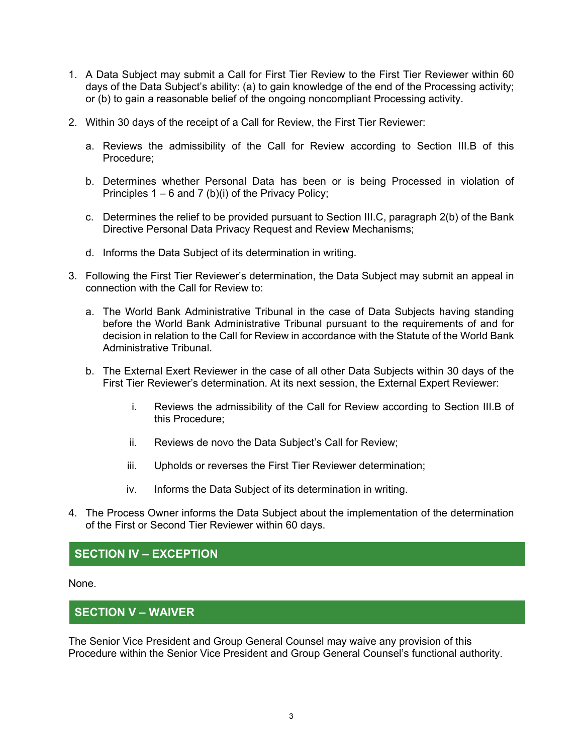1. A Data Subject may submit a Call for First Tier Review to the First Tier Reviewer within 60 days of the Data Subject's ability: (a) to gain knowledge of the end of the Processing activity; or (b) to gain a reasonable belief of the ongoing noncompliant Processing activity.

2. Within 30 days of the receipt of a Call for Review, the First Tier Reviewer:

   a. Reviews the admissibility of the Call for Review according to Section III.B of this Procedure;

   b. Determines whether Personal Data has been or is being Processed in violation of Principles 1 – 6 and 7 (b)(i) of the Privacy Policy;

   c. Determines the relief to be provided pursuant to Section III.C, paragraph 2(b) of the Bank Directive Personal Data Privacy Request and Review Mechanisms;

   d. Informs the Data Subject of its determination in writing.

3. Following the First Tier Reviewer's determination, the Data Subject may submit an appeal in connection with the Call for Review to:

   a. The World Bank Administrative Tribunal in the case of Data Subjects having standing before the World Bank Administrative Tribunal pursuant to the requirements of and for decision in relation to the Call for Review in accordance with the Statute of the World Bank Administrative Tribunal.

   b. The External Exert Reviewer in the case of all other Data Subjects within 30 days of the First Tier Reviewer's determination. At its next session, the External Expert Reviewer:

      i. Reviews the admissibility of the Call for Review according to Section III.B of this Procedure;

      ii. Reviews de novo the Data Subject's Call for Review;

      iii. Upholds or reverses the First Tier Reviewer determination;

      iv. Informs the Data Subject of its determination in writing.

4. The Process Owner informs the Data Subject about the implementation of the determination of the First or Second Tier Reviewer within 60 days.

## SECTION IV – EXCEPTION

None.

## SECTION V – WAIVER

The Senior Vice President and Group General Counsel may waive any provision of this Procedure within the Senior Vice President and Group General Counsel's functional authority.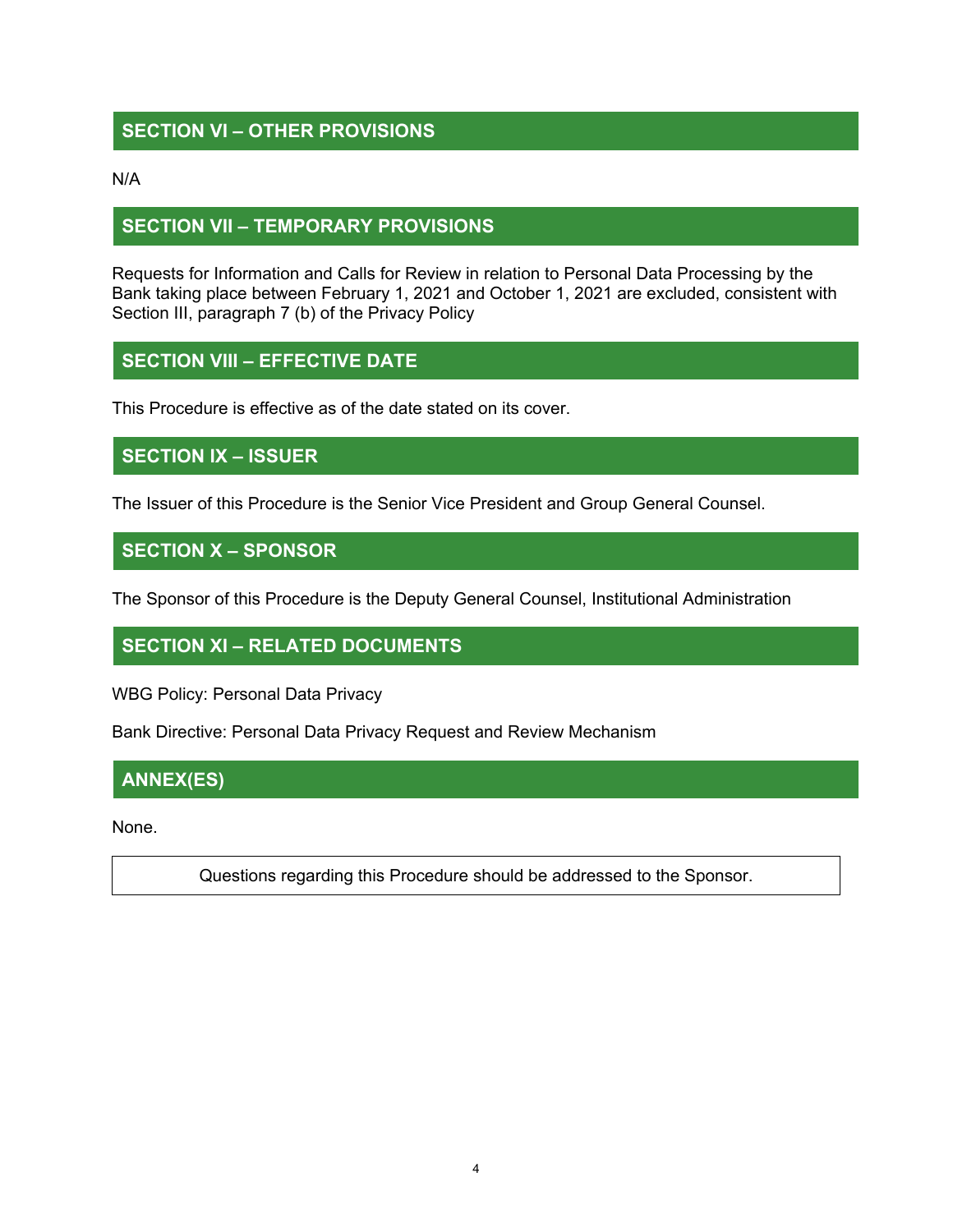## SECTION VI – OTHER PROVISIONS

N/A

## SECTION VII – TEMPORARY PROVISIONS

Requests for Information and Calls for Review in relation to Personal Data Processing by the Bank taking place between February 1, 2021 and October 1, 2021 are excluded, consistent with Section III, paragraph 7 (b) of the Privacy Policy

## SECTION VIII – EFFECTIVE DATE

This Procedure is effective as of the date stated on its cover.

## SECTION IX – ISSUER

The Issuer of this Procedure is the Senior Vice President and Group General Counsel.

## SECTION X – SPONSOR

The Sponsor of this Procedure is the Deputy General Counsel, Institutional Administration

## SECTION XI – RELATED DOCUMENTS

WBG Policy: Personal Data Privacy

Bank Directive: Personal Data Privacy Request and Review Mechanism

## ANNEX(ES)

None.

Questions regarding this Procedure should be addressed to the Sponsor.